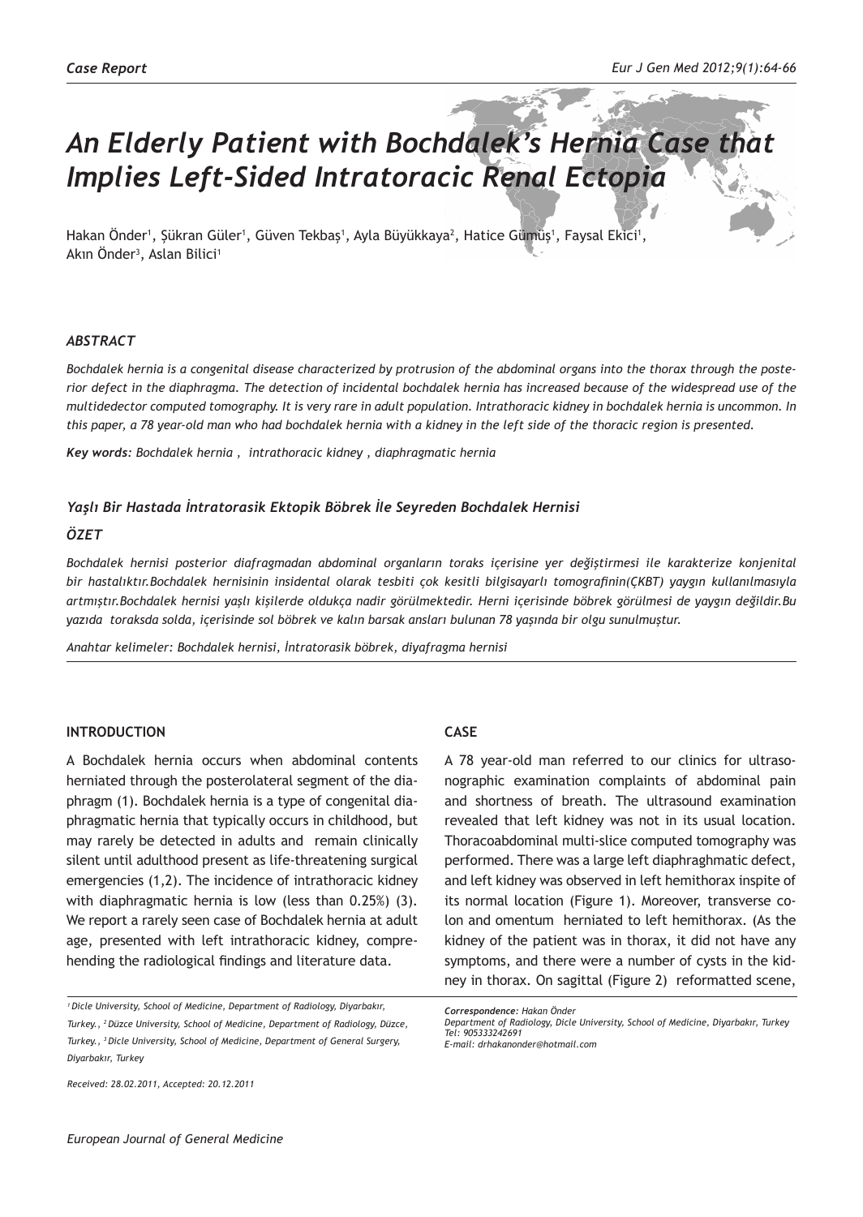*Case Report*

# *An Elderly Patient with Bochdalek's Hernia Case that Implies Left-Sided Intratoracic Renal Ectopia*

Hakan Önder[1], Şükran Güler[1], Güven Tekbaş[1], Ayla Büyükkaya[2], Hatice Gümüş[1], Faysal Ekici[1], Akın Önder[3], Aslan Bilici[1]

### *ABSTRACT*

*Bochdalek hernia is a congenital disease characterized by protrusion of the abdominal organs into the thorax through the posterior defect in the diaphragma. The detection of incidental bochdalek hernia has increased because of the widespread use of the multidedector computed tomography. It is very rare in adult population. Intrathoracic kidney in bochdalek hernia is uncommon. In this paper, a 78 year-old man who had bochdalek hernia with a kidney in the left side of the thoracic region is presented.*

***Key words:*** *Bochdalek hernia , intrathoracic kidney , diaphragmatic hernia*

### *Yaşlı Bir Hastada İntratorasik Ektopik Böbrek İle Seyreden Bochdalek Hernisi*

### *ÖZET*

*Bochdalek hernisi posterior diafragmadan abdominal organların toraks içerisine yer değiştirmesi ile karakterize konjenital bir hastalıktır.Bochdalek hernisinin insidental olarak tesbiti çok kesitli bilgisayarlı tomografinin(ÇKBT) yaygın kullanılmasıyla artmıştır.Bochdalek hernisi yaşlı kişilerde oldukça nadir görülmektedir. Herni içerisinde böbrek görülmesi de yaygın değildir.Bu yazıda toraksda solda, içerisinde sol böbrek ve kalın barsak ansları bulunan 78 yaşında bir olgu sunulmuştur.*

*Anahtar kelimeler: Bochdalek hernisi, İntratorasik böbrek, diyafragma hernisi*

## INTRODUCTION

A Bochdalek hernia occurs when abdominal contents herniated through the posterolateral segment of the diaphragm (1). Bochdalek hernia is a type of congenital diaphragmatic hernia that typically occurs in childhood, but may rarely be detected in adults and remain clinically silent until adulthood present as life-threatening surgical emergencies (1,2). The incidence of intrathoracic kidney with diaphragmatic hernia is low (less than 0.25%) (3). We report a rarely seen case of Bochdalek hernia at adult age, presented with left intrathoracic kidney, comprehending the radiological findings and literature data.

## CASE

A 78 year-old man referred to our clinics for ultrasonographic examination complaints of abdominal pain and shortness of breath. The ultrasound examination revealed that left kidney was not in its usual location. Thoracoabdominal multi-slice computed tomography was performed. There was a large left diaphraghmatic defect, and left kidney was observed in left hemithorax inspite of its normal location (Figure 1). Moreover, transverse colon and omentum herniated to left hemithorax. (As the kidney of the patient was in thorax, it did not have any symptoms, and there were a number of cysts in the kidney in thorax. On sagittal (Figure 2) reformatted scene,

*[1] Dicle University, School of Medicine, Department of Radiology, Diyarbakır, Turkey., [2] Düzce University, School of Medicine, Department of Radiology, Düzce, Turkey., [3] Dicle University, School of Medicine, Department of General Surgery, Diyarbakır, Turkey*

*Received: 28.02.2011, Accepted: 20.12.2011*

***Correspondence:*** *Hakan Önder*
*Department of Radiology, Dicle University, School of Medicine, Diyarbakır, Turkey*
*Tel: 905333242691*
*E-mail: drhakanonder@hotmail.com*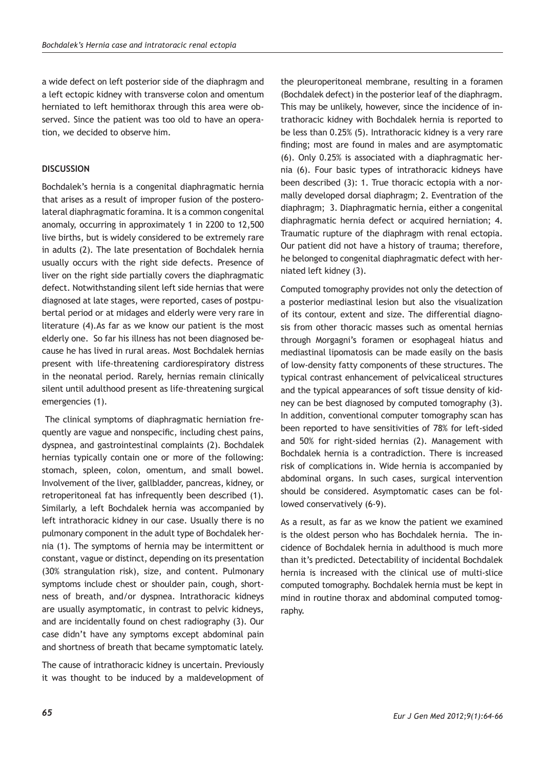a wide defect on left posterior side of the diaphragm and a left ectopic kidney with transverse colon and omentum herniated to left hemithorax through this area were observed. Since the patient was too old to have an operation, we decided to observe him.

## DISCUSSION

Bochdalek's hernia is a congenital diaphragmatic hernia that arises as a result of improper fusion of the posterolateral diaphragmatic foramina. It is a common congenital anomaly, occurring in approximately 1 in 2200 to 12,500 live births, but is widely considered to be extremely rare in adults (2). The late presentation of Bochdalek hernia usually occurs with the right side defects. Presence of liver on the right side partially covers the diaphragmatic defect. Notwithstanding silent left side hernias that were diagnosed at late stages, were reported, cases of postpubertal period or at midages and elderly were very rare in literature (4).As far as we know our patient is the most elderly one. So far his illness has not been diagnosed because he has lived in rural areas. Most Bochdalek hernias present with life-threatening cardiorespiratory distress in the neonatal period. Rarely, hernias remain clinically silent until adulthood present as life-threatening surgical emergencies (1).

The clinical symptoms of diaphragmatic herniation frequently are vague and nonspecific, including chest pains, dyspnea, and gastrointestinal complaints (2). Bochdalek hernias typically contain one or more of the following: stomach, spleen, colon, omentum, and small bowel. Involvement of the liver, gallbladder, pancreas, kidney, or retroperitoneal fat has infrequently been described (1). Similarly, a left Bochdalek hernia was accompanied by left intrathoracic kidney in our case. Usually there is no pulmonary component in the adult type of Bochdalek hernia (1). The symptoms of hernia may be intermittent or constant, vague or distinct, depending on its presentation (30% strangulation risk), size, and content. Pulmonary symptoms include chest or shoulder pain, cough, shortness of breath, and/or dyspnea. Intrathoracic kidneys are usually asymptomatic, in contrast to pelvic kidneys, and are incidentally found on chest radiography (3). Our case didn't have any symptoms except abdominal pain and shortness of breath that became symptomatic lately.

The cause of intrathoracic kidney is uncertain. Previously it was thought to be induced by a maldevelopment of the pleuroperitoneal membrane, resulting in a foramen (Bochdalek defect) in the posterior leaf of the diaphragm. This may be unlikely, however, since the incidence of intrathoracic kidney with Bochdalek hernia is reported to be less than 0.25% (5). Intrathoracic kidney is a very rare finding; most are found in males and are asymptomatic (6). Only 0.25% is associated with a diaphragmatic hernia (6). Four basic types of intrathoracic kidneys have been described (3): 1. True thoracic ectopia with a normally developed dorsal diaphragm; 2. Eventration of the diaphragm; 3. Diaphragmatic hernia, either a congenital diaphragmatic hernia defect or acquired herniation; 4. Traumatic rupture of the diaphragm with renal ectopia. Our patient did not have a history of trauma; therefore, he belonged to congenital diaphragmatic defect with herniated left kidney (3).

Computed tomography provides not only the detection of a posterior mediastinal lesion but also the visualization of its contour, extent and size. The differential diagnosis from other thoracic masses such as omental hernias through Morgagni's foramen or esophageal hiatus and mediastinal lipomatosis can be made easily on the basis of low-density fatty components of these structures. The typical contrast enhancement of pelvicaliceal structures and the typical appearances of soft tissue density of kidney can be best diagnosed by computed tomography (3). In addition, conventional computer tomography scan has been reported to have sensitivities of 78% for left-sided and 50% for right-sided hernias (2). Management with Bochdalek hernia is a contradiction. There is increased risk of complications in. Wide hernia is accompanied by abdominal organs. In such cases, surgical intervention should be considered. Asymptomatic cases can be followed conservatively (6-9).

As a result, as far as we know the patient we examined is the oldest person who has Bochdalek hernia. The incidence of Bochdalek hernia in adulthood is much more than it's predicted. Detectability of incidental Bochdalek hernia is increased with the clinical use of multi-slice computed tomography. Bochdalek hernia must be kept in mind in routine thorax and abdominal computed tomography.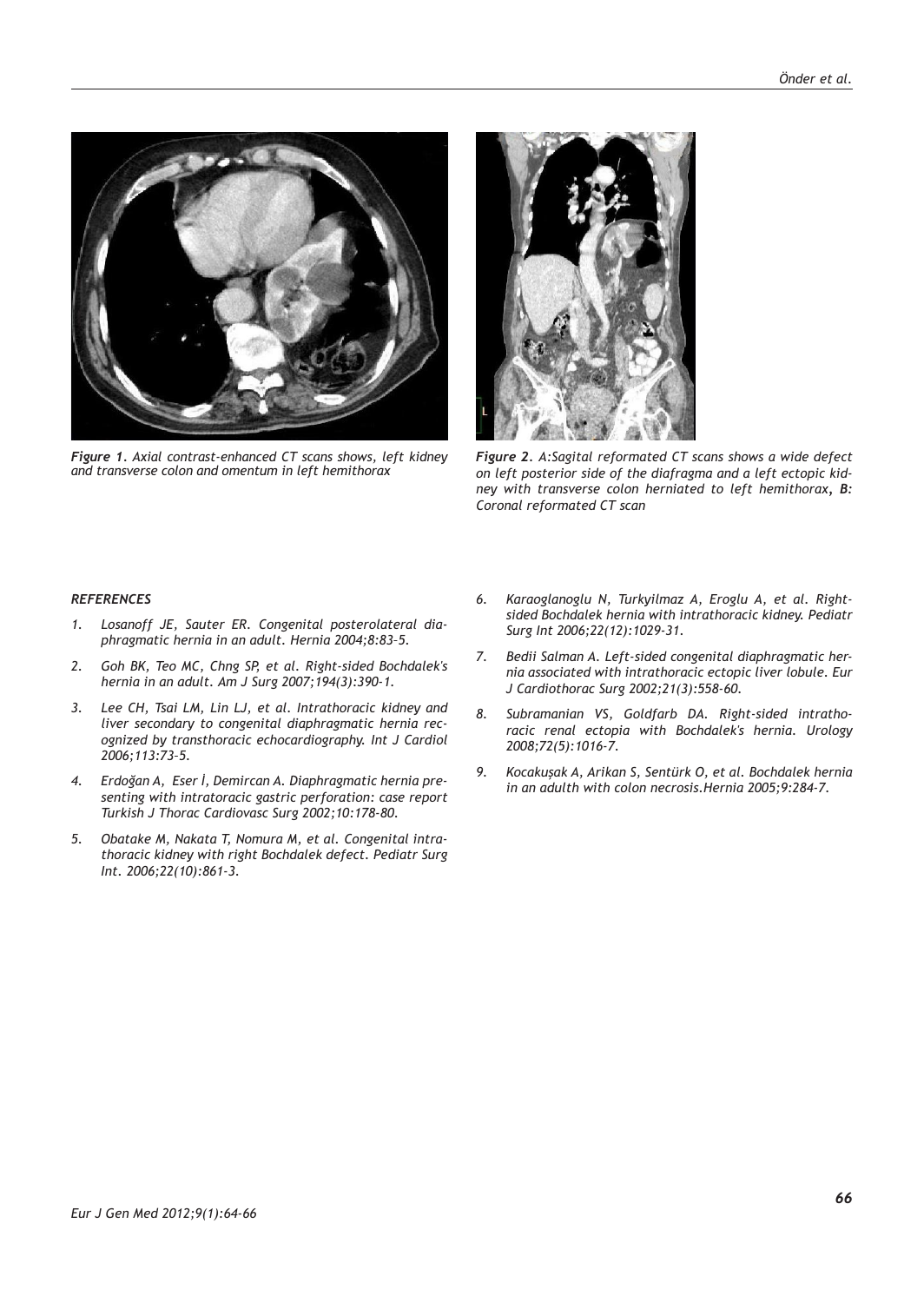*Figure 1. Axial contrast-enhanced CT scans shows, left kidney and transverse colon and omentum in left hemithorax*

*Figure 2. A:Sagital reformated CT scans shows a wide defect on left posterior side of the diafragma and a left ectopic kidney with transverse colon herniated to left hemithorax, B: Coronal reformated CT scan*

### REFERENCES

1. Losanoff JE, Sauter ER. Congenital posterolateral diaphragmatic hernia in an adult. Hernia 2004;8:83–5.
2. Goh BK, Teo MC, Chng SP, et al. Right-sided Bochdalek's hernia in an adult. Am J Surg 2007;194(3):390-1.
3. Lee CH, Tsai LM, Lin LJ, et al. Intrathoracic kidney and liver secondary to congenital diaphragmatic hernia recognized by transthoracic echocardiography. Int J Cardiol 2006;113:73–5.
4. Erdoğan A, Eser İ, Demircan A. Diaphragmatic hernia presenting with intratoracic gastric perforation: case report Turkish J Thorac Cardiovasc Surg 2002;10:178-80.
5. Obatake M, Nakata T, Nomura M, et al. Congenital intrathoracic kidney with right Bochdalek defect. Pediatr Surg Int. 2006;22(10):861-3.
6. Karaoglanoglu N, Turkyilmaz A, Eroglu A, et al. Right-sided Bochdalek hernia with intrathoracic kidney. Pediatr Surg Int 2006;22(12):1029-31.
7. Bedii Salman A. Left-sided congenital diaphragmatic hernia associated with intrathoracic ectopic liver lobule. Eur J Cardiothorac Surg 2002;21(3):558-60.
8. Subramanian VS, Goldfarb DA. Right-sided intrathoracic renal ectopia with Bochdalek's hernia. Urology 2008;72(5):1016-7.
9. Kocakuşak A, Arikan S, Sentürk O, et al. Bochdalek hernia in an adulth with colon necrosis.Hernia 2005;9:284-7.